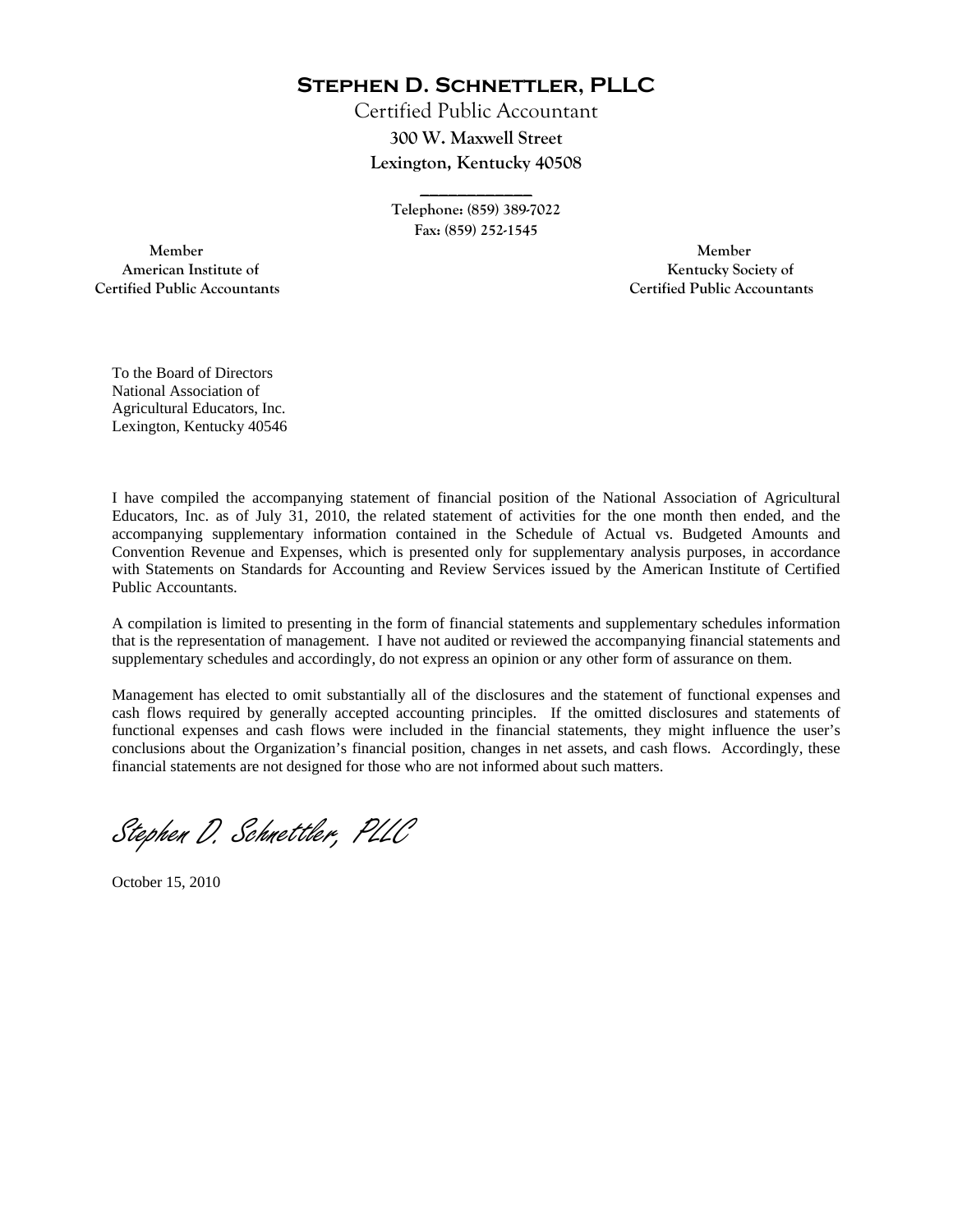# Stephen D. Schnettler, PLLC

Certified Public Accountant

**300 W. Maxwell Street**

**Lexington, Kentucky 40508**

Telephone: (859) 389-7022

Fax: (859) 252-1545

Member
American Institute of
Certified Public Accountants

Member
Kentucky Society of
Certified Public Accountants

To the Board of Directors
National Association of
Agricultural Educators, Inc.
Lexington, Kentucky 40546

I have compiled the accompanying statement of financial position of the National Association of Agricultural Educators, Inc. as of July 31, 2010, the related statement of activities for the one month then ended, and the accompanying supplementary information contained in the Schedule of Actual vs. Budgeted Amounts and Convention Revenue and Expenses, which is presented only for supplementary analysis purposes, in accordance with Statements on Standards for Accounting and Review Services issued by the American Institute of Certified Public Accountants.

A compilation is limited to presenting in the form of financial statements and supplementary schedules information that is the representation of management. I have not audited or reviewed the accompanying financial statements and supplementary schedules and accordingly, do not express an opinion or any other form of assurance on them.

Management has elected to omit substantially all of the disclosures and the statement of functional expenses and cash flows required by generally accepted accounting principles. If the omitted disclosures and statements of functional expenses and cash flows were included in the financial statements, they might influence the user's conclusions about the Organization's financial position, changes in net assets, and cash flows. Accordingly, these financial statements are not designed for those who are not informed about such matters.

*Stephen D. Schnettler, PLLC*

October 15, 2010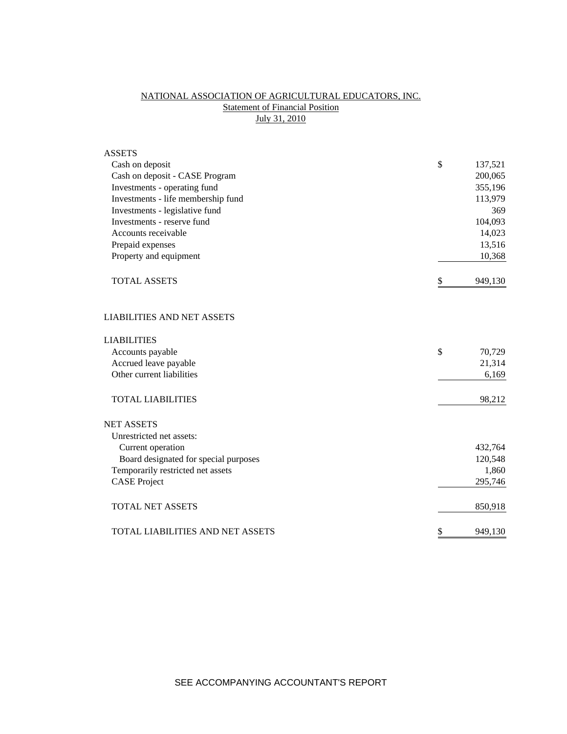# NATIONAL ASSOCIATION OF AGRICULTURAL EDUCATORS, INC.

## Statement of Financial Position

### July 31, 2010

| | | |
|---|---|---|
| **ASSETS** | | |
| Cash on deposit | $ | 137,521 |
| Cash on deposit - CASE Program | | 200,065 |
| Investments - operating fund | | 355,196 |
| Investments - life membership fund | | 113,979 |
| Investments - legislative fund | | 369 |
| Investments - reserve fund | | 104,093 |
| Accounts receivable | | 14,023 |
| Prepaid expenses | | 13,516 |
| Property and equipment | | 10,368 |
| TOTAL ASSETS | $ | 949,130 |
| | | |
| **LIABILITIES AND NET ASSETS** | | |
| | | |
| **LIABILITIES** | | |
| Accounts payable | $ | 70,729 |
| Accrued leave payable | | 21,314 |
| Other current liabilities | | 6,169 |
| TOTAL LIABILITIES | | 98,212 |
| | | |
| **NET ASSETS** | | |
| Unrestricted net assets: | | |
| Current operation | | 432,764 |
| Board designated for special purposes | | 120,548 |
| Temporarily restricted net assets | | 1,860 |
| CASE Project | | 295,746 |
| TOTAL NET ASSETS | | 850,918 |
| | | |
| TOTAL LIABILITIES AND NET ASSETS | $ | 949,130 |

SEE ACCOMPANYING ACCOUNTANT'S REPORT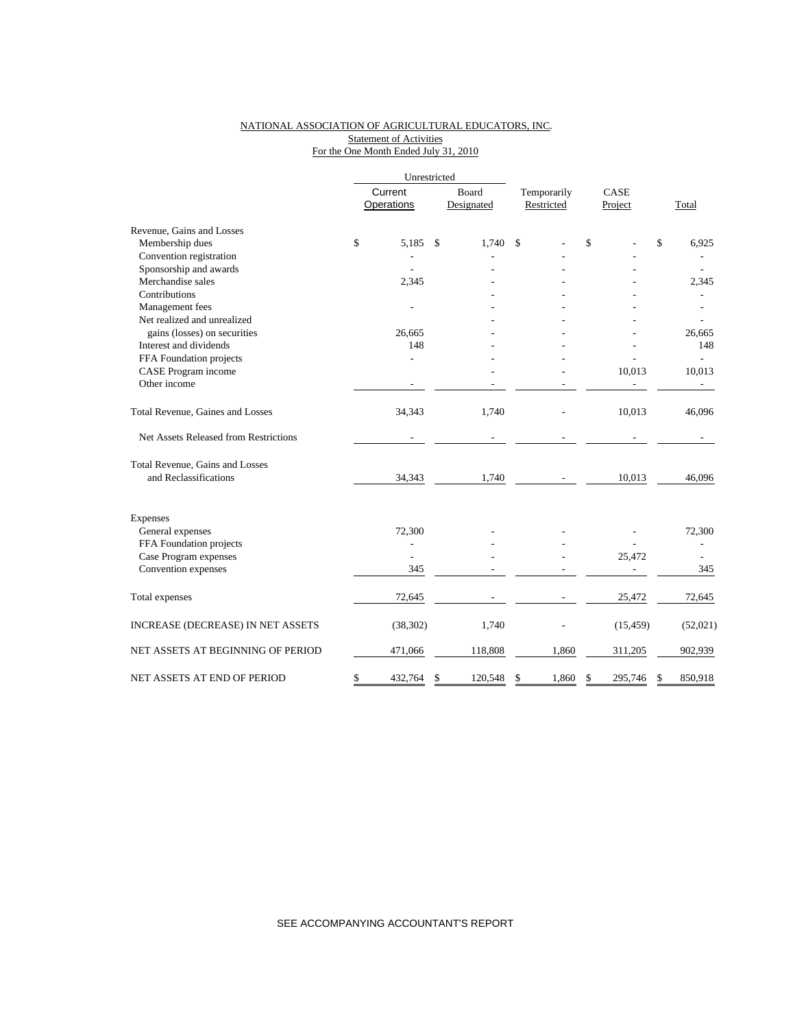NATIONAL ASSOCIATION OF AGRICULTURAL EDUCATORS, INC.

Statement of Activities

For the One Month Ended July 31, 2010

| | Unrestricted | | | | |
|---|---|---|---|---|---|
| | Current Operations | Board Designated | Temporarily Restricted | CASE Project | Total |
| Revenue, Gains and Losses | | | | | |
| Membership dues | $ 5,185 | $ 1,740 | $ - | $ - | $ 6,925 |
| Convention registration | - | - | - | - | - |
| Sponsorship and awards | - | - | - | - | - |
| Merchandise sales | 2,345 | - | - | - | 2,345 |
| Contributions | | - | - | - | - |
| Management fees | - | - | - | - | - |
| Net realized and unrealized gains (losses) on securities | 26,665 | - | - | - | 26,665 |
| Interest and dividends | 148 | - | - | - | 148 |
| FFA Foundation projects | - | - | - | - | - |
| CASE Program income | | - | - | 10,013 | 10,013 |
| Other income | - | - | - | - | - |
| Total Revenue, Gaines and Losses | 34,343 | 1,740 | - | 10,013 | 46,096 |
| Net Assets Released from Restrictions | - | - | - | - | - |
| Total Revenue, Gains and Losses and Reclassifications | 34,343 | 1,740 | - | 10,013 | 46,096 |
| Expenses | | | | | |
| General expenses | 72,300 | - | - | - | 72,300 |
| FFA Foundation projects | - | - | - | - | - |
| Case Program expenses | - | - | - | 25,472 | - |
| Convention expenses | 345 | - | - | - | 345 |
| Total expenses | 72,645 | - | - | 25,472 | 72,645 |
| INCREASE (DECREASE) IN NET ASSETS | (38,302) | 1,740 | - | (15,459) | (52,021) |
| NET ASSETS AT BEGINNING OF PERIOD | 471,066 | 118,808 | 1,860 | 311,205 | 902,939 |
| NET ASSETS AT END OF PERIOD | $ 432,764 | $ 120,548 | $ 1,860 | $ 295,746 | $ 850,918 |

SEE ACCOMPANYING ACCOUNTANT'S REPORT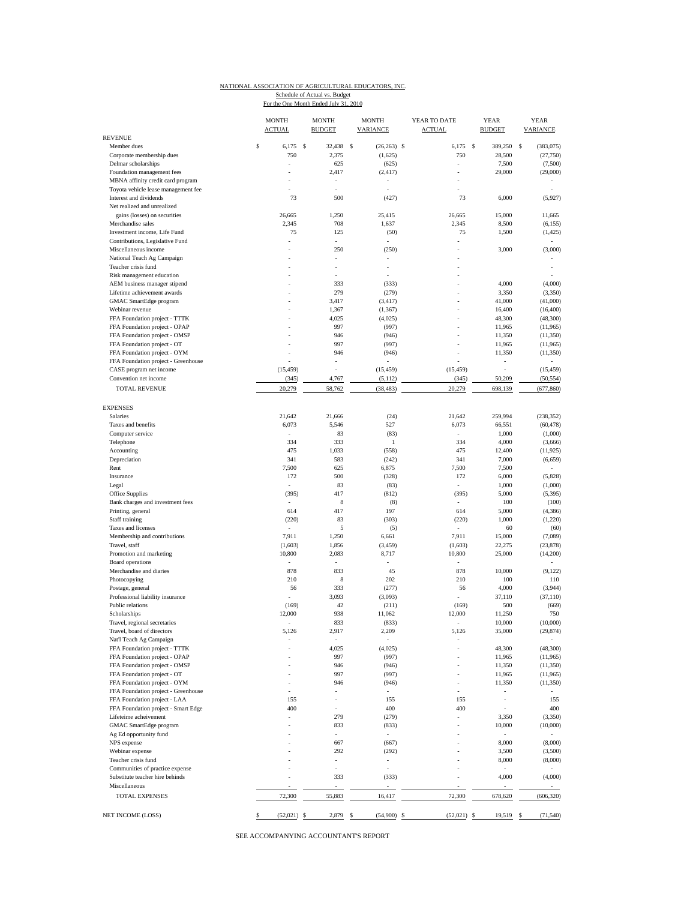NATIONAL ASSOCIATION OF AGRICULTURAL EDUCATORS, INC.

Schedule of Actual vs. Budget

For the One Month Ended July 31, 2010

| | MONTH ACTUAL | MONTH BUDGET | MONTH VARIANCE | YEAR TO DATE ACTUAL | YEAR BUDGET | YEAR VARIANCE |
|---|---|---|---|---|---|---|
| REVENUE | | | | | | |
| Member dues | $ 6,175 | $ 32,438 | $ (26,263) | $ 6,175 | $ 389,250 | $ (383,075) |
| Corporate membership dues | 750 | 2,375 | (1,625) | 750 | 28,500 | (27,750) |
| Delmar scholarships | - | 625 | (625) | - | 7,500 | (7,500) |
| Foundation management fees | - | 2,417 | (2,417) | - | 29,000 | (29,000) |
| MBNA affinity credit card program | - | - | - | - | | - |
| Toyota vehicle lease management fee | - | - | - | - | | - |
| Interest and dividends | 73 | 500 | (427) | 73 | 6,000 | (5,927) |
| Net realized and unrealized gains (losses) on securities | 26,665 | 1,250 | 25,415 | 26,665 | 15,000 | 11,665 |
| Merchandise sales | 2,345 | 708 | 1,637 | 2,345 | 8,500 | (6,155) |
| Investment income, Life Fund | 75 | 125 | (50) | 75 | 1,500 | (1,425) |
| Contributions, Legislative Fund | - | - | - | - | | - |
| Miscellaneous income | - | 250 | (250) | - | 3,000 | (3,000) |
| National Teach Ag Campaign | - | - | - | - | | - |
| Teacher crisis fund | - | - | - | - | | - |
| Risk management education | - | - | - | - | | - |
| AEM business manager stipend | - | 333 | (333) | - | 4,000 | (4,000) |
| Lifetime achievement awards | - | 279 | (279) | - | 3,350 | (3,350) |
| GMAC SmartEdge program | - | 3,417 | (3,417) | - | 41,000 | (41,000) |
| Webinar revenue | - | 1,367 | (1,367) | - | 16,400 | (16,400) |
| FFA Foundation project - TTTK | - | 4,025 | (4,025) | - | 48,300 | (48,300) |
| FFA Foundation project - OPAP | - | 997 | (997) | - | 11,965 | (11,965) |
| FFA Foundation project - OMSP | - | 946 | (946) | - | 11,350 | (11,350) |
| FFA Foundation project - OT | - | 997 | (997) | - | 11,965 | (11,965) |
| FFA Foundation project - OYM | - | 946 | (946) | - | 11,350 | (11,350) |
| FFA Foundation project - Greenhouse | - | - | - | - | - | - |
| CASE program net income | (15,459) | - | (15,459) | (15,459) | - | (15,459) |
| Convention net income | (345) | 4,767 | (5,112) | (345) | 50,209 | (50,554) |
| TOTAL REVENUE | 20,279 | 58,762 | (38,483) | 20,279 | 698,139 | (677,860) |
| EXPENSES | | | | | | |
| Salaries | 21,642 | 21,666 | (24) | 21,642 | 259,994 | (238,352) |
| Taxes and benefits | 6,073 | 5,546 | 527 | 6,073 | 66,551 | (60,478) |
| Computer service | - | 83 | (83) | - | 1,000 | (1,000) |
| Telephone | 334 | 333 | 1 | 334 | 4,000 | (3,666) |
| Accounting | 475 | 1,033 | (558) | 475 | 12,400 | (11,925) |
| Depreciation | 341 | 583 | (242) | 341 | 7,000 | (6,659) |
| Rent | 7,500 | 625 | 6,875 | 7,500 | 7,500 | - |
| Insurance | 172 | 500 | (328) | 172 | 6,000 | (5,828) |
| Legal | - | 83 | (83) | - | 1,000 | (1,000) |
| Office Supplies | (395) | 417 | (812) | (395) | 5,000 | (5,395) |
| Bank charges and investment fees | - | 8 | (8) | - | 100 | (100) |
| Printing, general | 614 | 417 | 197 | 614 | 5,000 | (4,386) |
| Staff training | (220) | 83 | (303) | (220) | 1,000 | (1,220) |
| Taxes and licenses | - | 5 | (5) | - | 60 | (60) |
| Membership and contributions | 7,911 | 1,250 | 6,661 | 7,911 | 15,000 | (7,089) |
| Travel, staff | (1,603) | 1,856 | (3,459) | (1,603) | 22,275 | (23,878) |
| Promotion and marketing | 10,800 | 2,083 | 8,717 | 10,800 | 25,000 | (14,200) |
| Board operations | - | - | - | - | - | - |
| Merchandise and diaries | 878 | 833 | 45 | 878 | 10,000 | (9,122) |
| Photocopying | 210 | 8 | 202 | 210 | 100 | 110 |
| Postage, general | 56 | 333 | (277) | 56 | 4,000 | (3,944) |
| Professional liability insurance | - | 3,093 | (3,093) | - | 37,110 | (37,110) |
| Public relations | (169) | 42 | (211) | (169) | 500 | (669) |
| Scholarships | 12,000 | 938 | 11,062 | 12,000 | 11,250 | 750 |
| Travel, regional secretaries | - | 833 | (833) | - | 10,000 | (10,000) |
| Travel, board of directors | 5,126 | 2,917 | 2,209 | 5,126 | 35,000 | (29,874) |
| Nat'l Teach Ag Campaign | - | - | - | - | | - |
| FFA Foundation project - TTTK | - | 4,025 | (4,025) | - | 48,300 | (48,300) |
| FFA Foundation project - OPAP | - | 997 | (997) | - | 11,965 | (11,965) |
| FFA Foundation project - OMSP | - | 946 | (946) | - | 11,350 | (11,350) |
| FFA Foundation project - OT | - | 997 | (997) | - | 11,965 | (11,965) |
| FFA Foundation project - OYM | - | 946 | (946) | - | 11,350 | (11,350) |
| FFA Foundation project - Greenhouse | - | - | - | - | - | - |
| FFA Foundation project - LAA | 155 | - | 155 | 155 | - | 155 |
| FFA Foundation project - Smart Edge | 400 | - | 400 | 400 | - | 400 |
| Lifeteime acheivement | - | 279 | (279) | - | 3,350 | (3,350) |
| GMAC SmartEdge program | - | 833 | (833) | - | 10,000 | (10,000) |
| Ag Ed opportunity fund | - | - | - | - | - | - |
| NPS expense | - | 667 | (667) | - | 8,000 | (8,000) |
| Webinar expense | - | 292 | (292) | - | 3,500 | (3,500) |
| Teacher crisis fund | - | - | - | - | 8,000 | (8,000) |
| Communities of practice expense | - | - | - | - | - | - |
| Substitute teacher hire behinds | - | 333 | (333) | - | 4,000 | (4,000) |
| Miscellaneous | - | - | - | - | - | - |
| TOTAL EXPENSES | 72,300 | 55,883 | 16,417 | 72,300 | 678,620 | (606,320) |
| NET INCOME (LOSS) | $ (52,021) | $ 2,879 | $ (54,900) | $ (52,021) | $ 19,519 | $ (71,540) |

SEE ACCOMPANYING ACCOUNTANT'S REPORT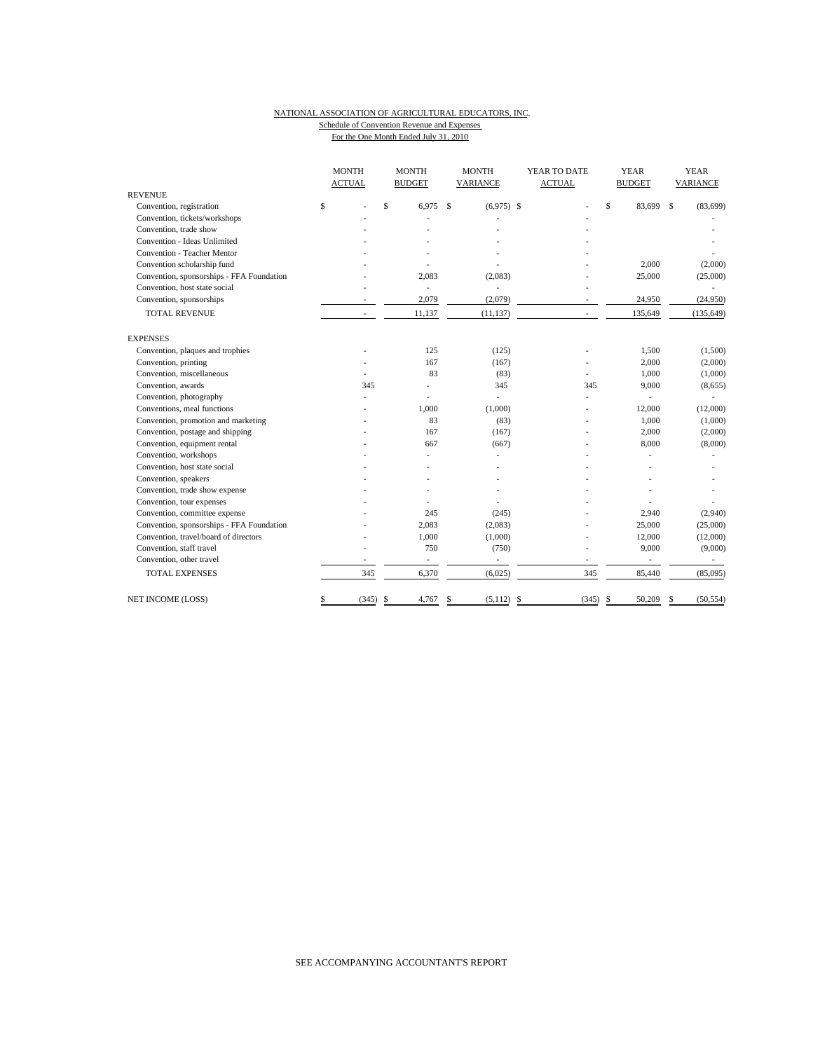NATIONAL ASSOCIATION OF AGRICULTURAL EDUCATORS, INC.
Schedule of Convention Revenue and Expenses
For the One Month Ended July 31, 2010

| | MONTH ACTUAL | MONTH BUDGET | MONTH VARIANCE | YEAR TO DATE ACTUAL | YEAR BUDGET | YEAR VARIANCE |
|---|---|---|---|---|---|---|
| REVENUE | | | | | | |
| Convention, registration | $ - | $ 6,975 | $ (6,975) | $ - | $ 83,699 | $ (83,699) |
| Convention, tickets/workshops | - | - | - | - | | - |
| Convention, trade show | - | - | - | - | | - |
| Convention - Ideas Unlimited | - | - | - | - | | - |
| Convention - Teacher Mentor | - | - | - | - | | - |
| Convention scholarship fund | - | - | - | - | 2,000 | (2,000) |
| Convention, sponsorships - FFA Foundation | - | 2,083 | (2,083) | - | 25,000 | (25,000) |
| Convention, host state social | - | - | - | - | | - |
| Convention, sponsorships | - | 2,079 | (2,079) | - | 24,950 | (24,950) |
| TOTAL REVENUE | - | 11,137 | (11,137) | - | 135,649 | (135,649) |
| EXPENSES | | | | | | |
| Convention, plaques and trophies | - | 125 | (125) | - | 1,500 | (1,500) |
| Convention, printing | - | 167 | (167) | - | 2,000 | (2,000) |
| Convention, miscellaneous | - | 83 | (83) | - | 1,000 | (1,000) |
| Convention, awards | 345 | - | 345 | 345 | 9,000 | (8,655) |
| Convention, photography | - | - | - | - | - | - |
| Conventions, meal functions | - | 1,000 | (1,000) | - | 12,000 | (12,000) |
| Convention, promotion and marketing | - | 83 | (83) | - | 1,000 | (1,000) |
| Convention, postage and shipping | - | 167 | (167) | - | 2,000 | (2,000) |
| Convention, equipment rental | - | 667 | (667) | - | 8,000 | (8,000) |
| Convention, workshops | - | - | - | - | - | - |
| Convention, host state social | - | - | - | - | - | - |
| Convention, speakers | - | - | - | - | - | - |
| Convention, trade show expense | - | - | - | - | - | - |
| Convention, tour expenses | - | - | - | - | - | - |
| Convention, committee expense | - | 245 | (245) | - | 2,940 | (2,940) |
| Convention, sponsorships - FFA Foundation | - | 2,083 | (2,083) | - | 25,000 | (25,000) |
| Convention, travel/board of directors | - | 1,000 | (1,000) | - | 12,000 | (12,000) |
| Convention, staff travel | - | 750 | (750) | - | 9,000 | (9,000) |
| Convention, other travel | - | - | - | - | - | - |
| TOTAL EXPENSES | 345 | 6,370 | (6,025) | 345 | 85,440 | (85,095) |
| NET INCOME (LOSS) | $ (345) | $ 4,767 | $ (5,112) | $ (345) | $ 50,209 | $ (50,554) |

SEE ACCOMPANYING ACCOUNTANT'S REPORT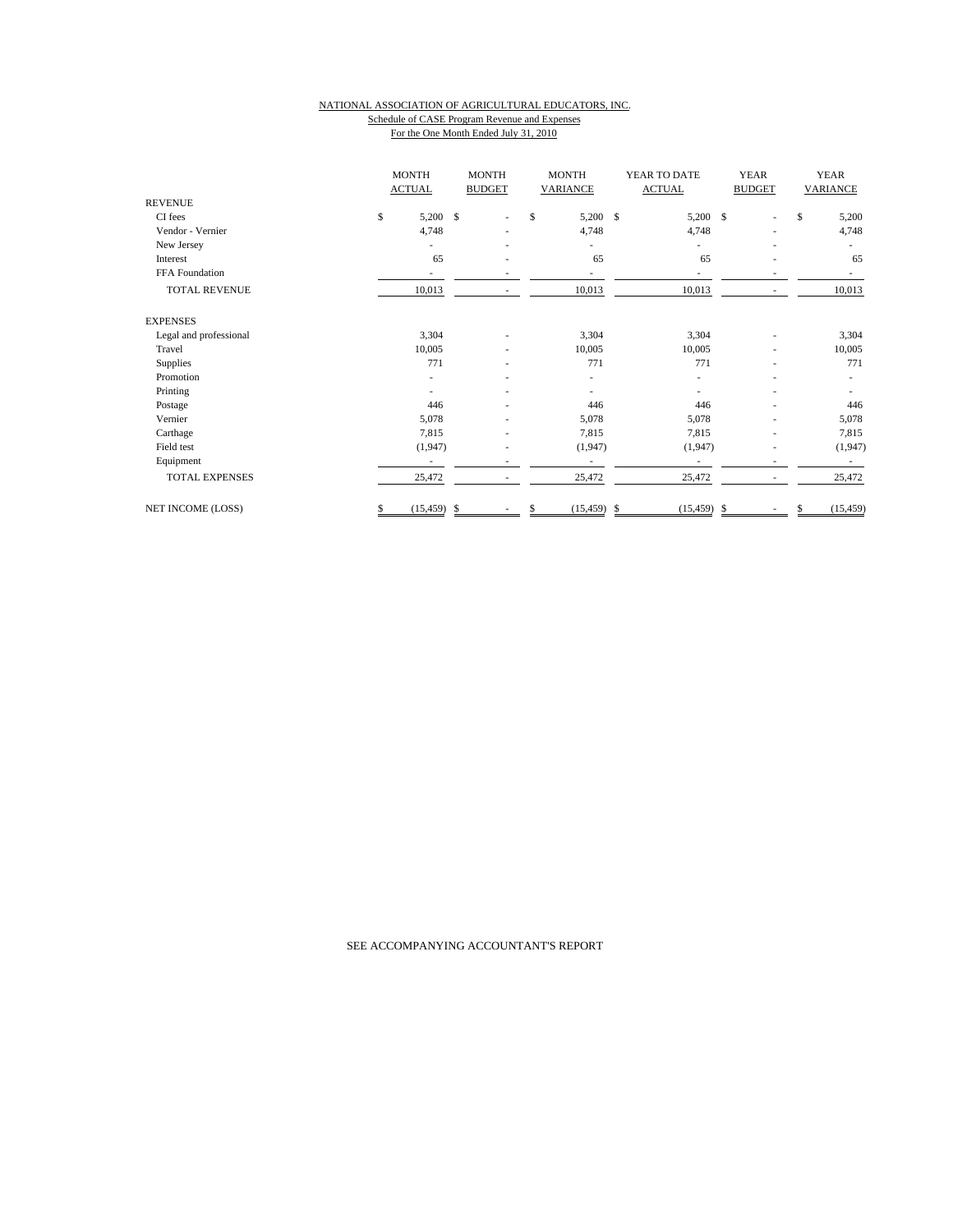NATIONAL ASSOCIATION OF AGRICULTURAL EDUCATORS, INC.

Schedule of CASE Program Revenue and Expenses

For the One Month Ended July 31, 2010

| | MONTH ACTUAL | MONTH BUDGET | MONTH VARIANCE | YEAR TO DATE ACTUAL | YEAR BUDGET | YEAR VARIANCE |
|---|---|---|---|---|---|---|
| REVENUE | | | | | | |
| CI fees | $ 5,200 | $ - | $ 5,200 | $ 5,200 | $ - | $ 5,200 |
| Vendor - Vernier | 4,748 | - | 4,748 | 4,748 | - | 4,748 |
| New Jersey | - | - | - | - | - | - |
| Interest | 65 | - | 65 | 65 | - | 65 |
| FFA Foundation | - | - | - | - | - | - |
| TOTAL REVENUE | 10,013 | - | 10,013 | 10,013 | - | 10,013 |
| EXPENSES | | | | | | |
| Legal and professional | 3,304 | - | 3,304 | 3,304 | - | 3,304 |
| Travel | 10,005 | - | 10,005 | 10,005 | - | 10,005 |
| Supplies | 771 | - | 771 | 771 | - | 771 |
| Promotion | - | - | - | - | - | - |
| Printing | - | - | - | - | - | - |
| Postage | 446 | - | 446 | 446 | - | 446 |
| Vernier | 5,078 | - | 5,078 | 5,078 | - | 5,078 |
| Carthage | 7,815 | - | 7,815 | 7,815 | - | 7,815 |
| Field test | (1,947) | - | (1,947) | (1,947) | - | (1,947) |
| Equipment | - | - | - | - | - | - |
| TOTAL EXPENSES | 25,472 | - | 25,472 | 25,472 | - | 25,472 |
| NET INCOME (LOSS) | $ (15,459) | $ - | $ (15,459) | $ (15,459) | $ - | $ (15,459) |

SEE ACCOMPANYING ACCOUNTANT'S REPORT